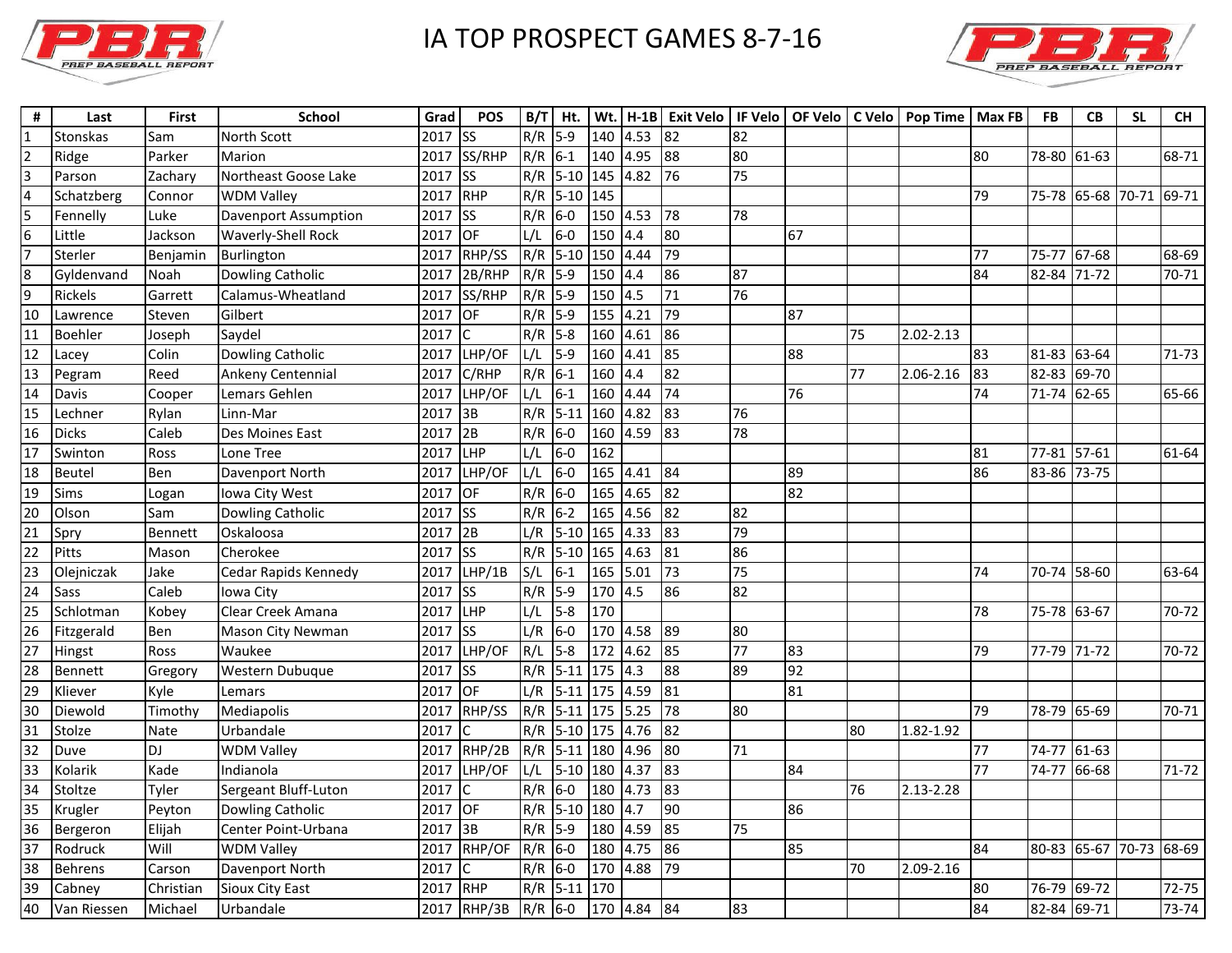# IA TOP PROSPECT GAMES 8-7-16

| # | Last | First | School | Grad | POS | B/T | Ht. | Wt. | H-1B | Exit Velo | IF Velo | OF Velo | C Velo | Pop Time | Max FB | FB | CB | SL | CH |
|---|---|---|---|---|---|---|---|---|---|---|---|---|---|---|---|---|---|---|---|
| 1 | Stonskas | Sam | North Scott | 2017 | SS | R/R | 5-9 | 140 | 4.53 | 82 | 82 | | | | | | | | |
| 2 | Ridge | Parker | Marion | 2017 | SS/RHP | R/R | 6-1 | 140 | 4.95 | 88 | 80 | | | | 80 | 78-80 | 61-63 | | 68-71 |
| 3 | Parson | Zachary | Northeast Goose Lake | 2017 | SS | R/R | 5-10 | 145 | 4.82 | 76 | 75 | | | | | | | | |
| 4 | Schatzberg | Connor | WDM Valley | 2017 | RHP | R/R | 5-10 | 145 | | | | | | | 79 | 75-78 | 65-68 | 70-71 | 69-71 |
| 5 | Fennelly | Luke | Davenport Assumption | 2017 | SS | R/R | 6-0 | 150 | 4.53 | 78 | 78 | | | | | | | | |
| 6 | Little | Jackson | Waverly-Shell Rock | 2017 | OF | L/L | 6-0 | 150 | 4.4 | 80 | | 67 | | | | | | | |
| 7 | Sterler | Benjamin | Burlington | 2017 | RHP/SS | R/R | 5-10 | 150 | 4.44 | 79 | | | | | 77 | 75-77 | 67-68 | | 68-69 |
| 8 | Gyldenvand | Noah | Dowling Catholic | 2017 | 2B/RHP | R/R | 5-9 | 150 | 4.4 | 86 | 87 | | | | 84 | 82-84 | 71-72 | | 70-71 |
| 9 | Rickels | Garrett | Calamus-Wheatland | 2017 | SS/RHP | R/R | 5-9 | 150 | 4.5 | 71 | 76 | | | | | | | | |
| 10 | Lawrence | Steven | Gilbert | 2017 | OF | R/R | 5-9 | 155 | 4.21 | 79 | | 87 | | | | | | | |
| 11 | Boehler | Joseph | Saydel | 2017 | C | R/R | 5-8 | 160 | 4.61 | 86 | | | 75 | 2.02-2.13 | | | | | |
| 12 | Lacey | Colin | Dowling Catholic | 2017 | LHP/OF | L/L | 5-9 | 160 | 4.41 | 85 | | 88 | | | 83 | 81-83 | 63-64 | | 71-73 |
| 13 | Pegram | Reed | Ankeny Centennial | 2017 | C/RHP | R/R | 6-1 | 160 | 4.4 | 82 | | | 77 | 2.06-2.16 | 83 | 82-83 | 69-70 | | |
| 14 | Davis | Cooper | Lemars Gehlen | 2017 | LHP/OF | L/L | 6-1 | 160 | 4.44 | 74 | | 76 | | | 74 | 71-74 | 62-65 | | 65-66 |
| 15 | Lechner | Rylan | Linn-Mar | 2017 | 3B | R/R | 5-11 | 160 | 4.82 | 83 | 76 | | | | | | | | |
| 16 | Dicks | Caleb | Des Moines East | 2017 | 2B | R/R | 6-0 | 160 | 4.59 | 83 | 78 | | | | | | | | |
| 17 | Swinton | Ross | Lone Tree | 2017 | LHP | L/L | 6-0 | 162 | | | | | | | 81 | 77-81 | 57-61 | | 61-64 |
| 18 | Beutel | Ben | Davenport North | 2017 | LHP/OF | L/L | 6-0 | 165 | 4.41 | 84 | | 89 | | | 86 | 83-86 | 73-75 | | |
| 19 | Sims | Logan | Iowa City West | 2017 | OF | R/R | 6-0 | 165 | 4.65 | 82 | | 82 | | | | | | | |
| 20 | Olson | Sam | Dowling Catholic | 2017 | SS | R/R | 6-2 | 165 | 4.56 | 82 | 82 | | | | | | | | |
| 21 | Spry | Bennett | Oskaloosa | 2017 | 2B | L/R | 5-10 | 165 | 4.33 | 83 | 79 | | | | | | | | |
| 22 | Pitts | Mason | Cherokee | 2017 | SS | R/R | 5-10 | 165 | 4.63 | 81 | 86 | | | | | | | | |
| 23 | Olejniczak | Jake | Cedar Rapids Kennedy | 2017 | LHP/1B | S/L | 6-1 | 165 | 5.01 | 73 | 75 | | | | 74 | 70-74 | 58-60 | | 63-64 |
| 24 | Sass | Caleb | Iowa City | 2017 | SS | R/R | 5-9 | 170 | 4.5 | 86 | 82 | | | | | | | | |
| 25 | Schlotman | Kobey | Clear Creek Amana | 2017 | LHP | L/L | 5-8 | 170 | | | | | | | 78 | 75-78 | 63-67 | | 70-72 |
| 26 | Fitzgerald | Ben | Mason City Newman | 2017 | SS | L/R | 6-0 | 170 | 4.58 | 89 | 80 | | | | | | | | |
| 27 | Hingst | Ross | Waukee | 2017 | LHP/OF | R/L | 5-8 | 172 | 4.62 | 85 | 77 | 83 | | | 79 | 77-79 | 71-72 | | 70-72 |
| 28 | Bennett | Gregory | Western Dubuque | 2017 | SS | R/R | 5-11 | 175 | 4.3 | 88 | 89 | 92 | | | | | | | |
| 29 | Kliever | Kyle | Lemars | 2017 | OF | L/R | 5-11 | 175 | 4.59 | 81 | | 81 | | | | | | | |
| 30 | Diewold | Timothy | Mediapolis | 2017 | RHP/SS | R/R | 5-11 | 175 | 5.25 | 78 | 80 | | | | 79 | 78-79 | 65-69 | | 70-71 |
| 31 | Stolze | Nate | Urbandale | 2017 | C | R/R | 5-10 | 175 | 4.76 | 82 | | | 80 | 1.82-1.92 | | | | | |
| 32 | Duve | DJ | WDM Valley | 2017 | RHP/2B | R/R | 5-11 | 180 | 4.96 | 80 | 71 | | | | 77 | 74-77 | 61-63 | | |
| 33 | Kolarik | Kade | Indianola | 2017 | LHP/OF | L/L | 5-10 | 180 | 4.37 | 83 | | 84 | | | 77 | 74-77 | 66-68 | | 71-72 |
| 34 | Stoltze | Tyler | Sergeant Bluff-Luton | 2017 | C | R/R | 6-0 | 180 | 4.73 | 83 | | | 76 | 2.13-2.28 | | | | | |
| 35 | Krugler | Peyton | Dowling Catholic | 2017 | OF | R/R | 5-10 | 180 | 4.7 | 90 | | 86 | | | | | | | |
| 36 | Bergeron | Elijah | Center Point-Urbana | 2017 | 3B | R/R | 5-9 | 180 | 4.59 | 85 | 75 | | | | | | | | |
| 37 | Rodruck | Will | WDM Valley | 2017 | RHP/OF | R/R | 6-0 | 180 | 4.75 | 86 | | 85 | | | 84 | 80-83 | 65-67 | 70-73 | 68-69 |
| 38 | Behrens | Carson | Davenport North | 2017 | C | R/R | 6-0 | 170 | 4.88 | 79 | | | 70 | 2.09-2.16 | | | | | |
| 39 | Cabney | Christian | Sioux City East | 2017 | RHP | R/R | 5-11 | 170 | | | | | | | 80 | 76-79 | 69-72 | | 72-75 |
| 40 | Van Riessen | Michael | Urbandale | 2017 | RHP/3B | R/R | 6-0 | 170 | 4.84 | 84 | 83 | | | | 84 | 82-84 | 69-71 | | 73-74 |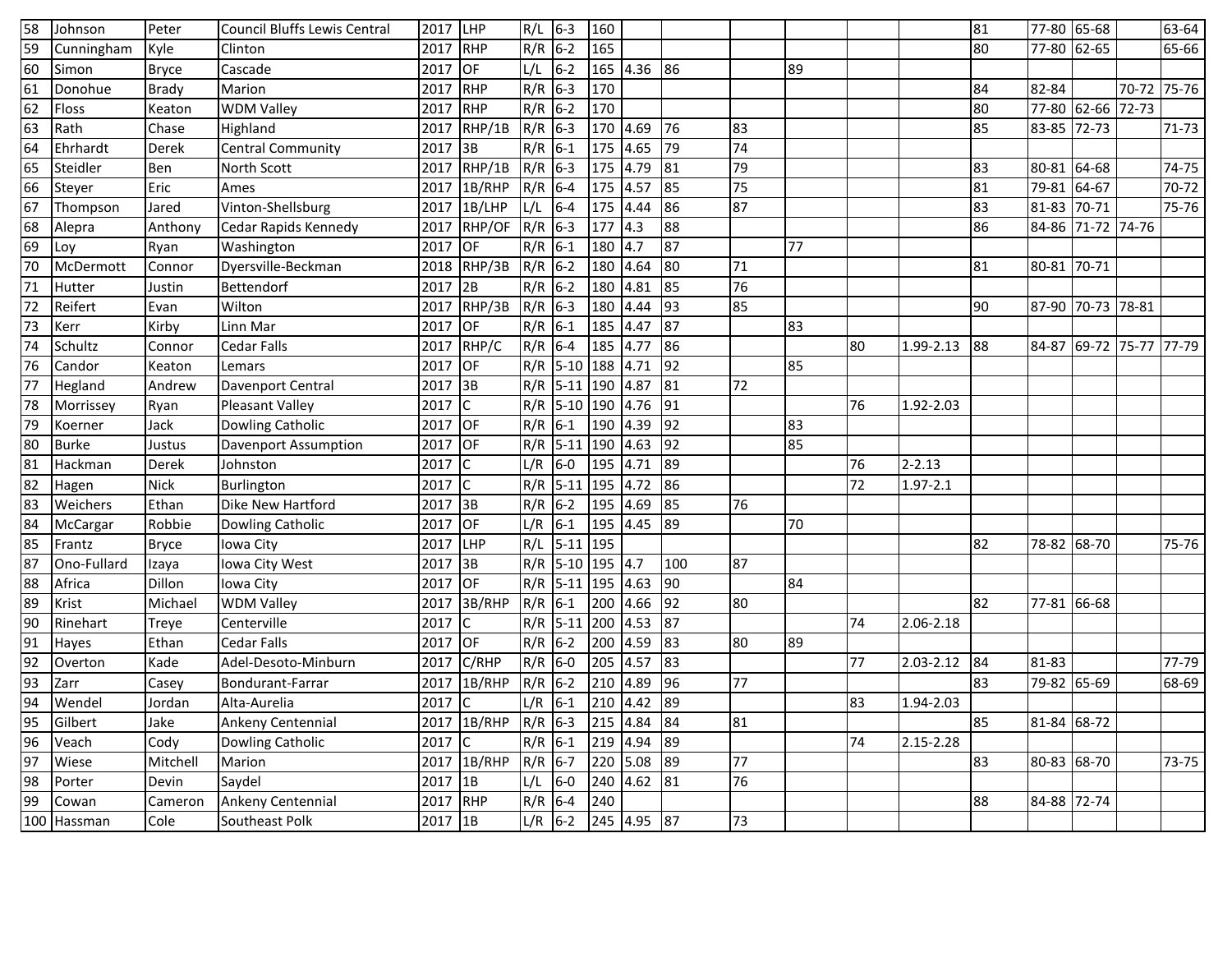| | | | | | | | | | | | | | | | | | | | |
|---|---|---|---|---|---|---|---|---|---|---|---|---|---|---|---|---|---|---|---|
| 58 | Johnson | Peter | Council Bluffs Lewis Central | 2017 | LHP | R/L | 6-3 | 160 | | | | | | | 81 | 77-80 | 65-68 | | 63-64 |
| 59 | Cunningham | Kyle | Clinton | 2017 | RHP | R/R | 6-2 | 165 | | | | | | | 80 | 77-80 | 62-65 | | 65-66 |
| 60 | Simon | Bryce | Cascade | 2017 | OF | L/L | 6-2 | 165 | 4.36 | 86 | | 89 | | | | | | | |
| 61 | Donohue | Brady | Marion | 2017 | RHP | R/R | 6-3 | 170 | | | | | | | 84 | 82-84 | | 70-72 | 75-76 |
| 62 | Floss | Keaton | WDM Valley | 2017 | RHP | R/R | 6-2 | 170 | | | | | | | 80 | 77-80 | 62-66 | 72-73 | |
| 63 | Rath | Chase | Highland | 2017 | RHP/1B | R/R | 6-3 | 170 | 4.69 | 76 | 83 | | | | 85 | 83-85 | 72-73 | | 71-73 |
| 64 | Ehrhardt | Derek | Central Community | 2017 | 3B | R/R | 6-1 | 175 | 4.65 | 79 | 74 | | | | | | | | |
| 65 | Steidler | Ben | North Scott | 2017 | RHP/1B | R/R | 6-3 | 175 | 4.79 | 81 | 79 | | | | 83 | 80-81 | 64-68 | | 74-75 |
| 66 | Steyer | Eric | Ames | 2017 | 1B/RHP | R/R | 6-4 | 175 | 4.57 | 85 | 75 | | | | 81 | 79-81 | 64-67 | | 70-72 |
| 67 | Thompson | Jared | Vinton-Shellsburg | 2017 | 1B/LHP | L/L | 6-4 | 175 | 4.44 | 86 | 87 | | | | 83 | 81-83 | 70-71 | | 75-76 |
| 68 | Alepra | Anthony | Cedar Rapids Kennedy | 2017 | RHP/OF | R/R | 6-3 | 177 | 4.3 | 88 | | | | | 86 | 84-86 | 71-72 | 74-76 | |
| 69 | Loy | Ryan | Washington | 2017 | OF | R/R | 6-1 | 180 | 4.7 | 87 | | 77 | | | | | | | |
| 70 | McDermott | Connor | Dyersville-Beckman | 2018 | RHP/3B | R/R | 6-2 | 180 | 4.64 | 80 | 71 | | | | 81 | 80-81 | 70-71 | | |
| 71 | Hutter | Justin | Bettendorf | 2017 | 2B | R/R | 6-2 | 180 | 4.81 | 85 | 76 | | | | | | | | |
| 72 | Reifert | Evan | Wilton | 2017 | RHP/3B | R/R | 6-3 | 180 | 4.44 | 93 | 85 | | | | 90 | 87-90 | 70-73 | 78-81 | |
| 73 | Kerr | Kirby | Linn Mar | 2017 | OF | R/R | 6-1 | 185 | 4.47 | 87 | | 83 | | | | | | | |
| 74 | Schultz | Connor | Cedar Falls | 2017 | RHP/C | R/R | 6-4 | 185 | 4.77 | 86 | | | 80 | 1.99-2.13 | 88 | 84-87 | 69-72 | 75-77 | 77-79 |
| 76 | Candor | Keaton | Lemars | 2017 | OF | R/R | 5-10 | 188 | 4.71 | 92 | | 85 | | | | | | | |
| 77 | Hegland | Andrew | Davenport Central | 2017 | 3B | R/R | 5-11 | 190 | 4.87 | 81 | 72 | | | | | | | | |
| 78 | Morrissey | Ryan | Pleasant Valley | 2017 | C | R/R | 5-10 | 190 | 4.76 | 91 | | | 76 | 1.92-2.03 | | | | | |
| 79 | Koerner | Jack | Dowling Catholic | 2017 | OF | R/R | 6-1 | 190 | 4.39 | 92 | | 83 | | | | | | | |
| 80 | Burke | Justus | Davenport Assumption | 2017 | OF | R/R | 5-11 | 190 | 4.63 | 92 | | 85 | | | | | | | |
| 81 | Hackman | Derek | Johnston | 2017 | C | L/R | 6-0 | 195 | 4.71 | 89 | | | 76 | 2-2.13 | | | | | |
| 82 | Hagen | Nick | Burlington | 2017 | C | R/R | 5-11 | 195 | 4.72 | 86 | | | 72 | 1.97-2.1 | | | | | |
| 83 | Weichers | Ethan | Dike New Hartford | 2017 | 3B | R/R | 6-2 | 195 | 4.69 | 85 | 76 | | | | | | | | |
| 84 | McCargar | Robbie | Dowling Catholic | 2017 | OF | L/R | 6-1 | 195 | 4.45 | 89 | | 70 | | | | | | | |
| 85 | Frantz | Bryce | Iowa City | 2017 | LHP | R/L | 5-11 | 195 | | | | | | | 82 | 78-82 | 68-70 | | 75-76 |
| 87 | Ono-Fullard | Izaya | Iowa City West | 2017 | 3B | R/R | 5-10 | 195 | 4.7 | 100 | 87 | | | | | | | | |
| 88 | Africa | Dillon | Iowa City | 2017 | OF | R/R | 5-11 | 195 | 4.63 | 90 | | 84 | | | | | | | |
| 89 | Krist | Michael | WDM Valley | 2017 | 3B/RHP | R/R | 6-1 | 200 | 4.66 | 92 | 80 | | | | 82 | 77-81 | 66-68 | | |
| 90 | Rinehart | Treye | Centerville | 2017 | C | R/R | 5-11 | 200 | 4.53 | 87 | | | 74 | 2.06-2.18 | | | | | |
| 91 | Hayes | Ethan | Cedar Falls | 2017 | OF | R/R | 6-2 | 200 | 4.59 | 83 | 80 | 89 | | | | | | | |
| 92 | Overton | Kade | Adel-Desoto-Minburn | 2017 | C/RHP | R/R | 6-0 | 205 | 4.57 | 83 | | | 77 | 2.03-2.12 | 84 | 81-83 | | | 77-79 |
| 93 | Zarr | Casey | Bondurant-Farrar | 2017 | 1B/RHP | R/R | 6-2 | 210 | 4.89 | 96 | 77 | | | | 83 | 79-82 | 65-69 | | 68-69 |
| 94 | Wendel | Jordan | Alta-Aurelia | 2017 | C | L/R | 6-1 | 210 | 4.42 | 89 | | | 83 | 1.94-2.03 | | | | | |
| 95 | Gilbert | Jake | Ankeny Centennial | 2017 | 1B/RHP | R/R | 6-3 | 215 | 4.84 | 84 | 81 | | | | 85 | 81-84 | 68-72 | | |
| 96 | Veach | Cody | Dowling Catholic | 2017 | C | R/R | 6-1 | 219 | 4.94 | 89 | | | 74 | 2.15-2.28 | | | | | |
| 97 | Wiese | Mitchell | Marion | 2017 | 1B/RHP | R/R | 6-7 | 220 | 5.08 | 89 | 77 | | | | 83 | 80-83 | 68-70 | | 73-75 |
| 98 | Porter | Devin | Saydel | 2017 | 1B | L/L | 6-0 | 240 | 4.62 | 81 | 76 | | | | | | | | |
| 99 | Cowan | Cameron | Ankeny Centennial | 2017 | RHP | R/R | 6-4 | 240 | | | | | | | 88 | 84-88 | 72-74 | | |
| 100 | Hassman | Cole | Southeast Polk | 2017 | 1B | L/R | 6-2 | 245 | 4.95 | 87 | 73 | | | | | | | | |